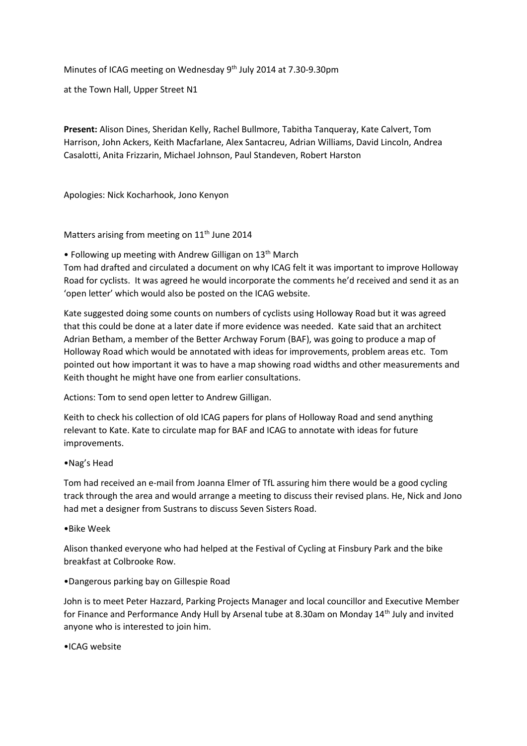Minutes of ICAG meeting on Wednesday 9th July 2014 at 7.30-9.30pm

at the Town Hall, Upper Street N1

**Present:** Alison Dines, Sheridan Kelly, Rachel Bullmore, Tabitha Tanqueray, Kate Calvert, Tom Harrison, John Ackers, Keith Macfarlane, Alex Santacreu, Adrian Williams, David Lincoln, Andrea Casalotti, Anita Frizzarin, Michael Johnson, Paul Standeven, Robert Harston

Apologies: Nick Kocharhook, Jono Kenyon

Matters arising from meeting on 11th June 2014

• Following up meeting with Andrew Gilligan on 13th March

Tom had drafted and circulated a document on why ICAG felt it was important to improve Holloway Road for cyclists. It was agreed he would incorporate the comments he'd received and send it as an 'open letter' which would also be posted on the ICAG website.

Kate suggested doing some counts on numbers of cyclists using Holloway Road but it was agreed that this could be done at a later date if more evidence was needed. Kate said that an architect Adrian Betham, a member of the Better Archway Forum (BAF), was going to produce a map of Holloway Road which would be annotated with ideas for improvements, problem areas etc. Tom pointed out how important it was to have a map showing road widths and other measurements and Keith thought he might have one from earlier consultations.

Actions: Tom to send open letter to Andrew Gilligan.

Keith to check his collection of old ICAG papers for plans of Holloway Road and send anything relevant to Kate. Kate to circulate map for BAF and ICAG to annotate with ideas for future improvements.

•Nag's Head

Tom had received an e-mail from Joanna Elmer of TfL assuring him there would be a good cycling track through the area and would arrange a meeting to discuss their revised plans. He, Nick and Jono had met a designer from Sustrans to discuss Seven Sisters Road.

•Bike Week

Alison thanked everyone who had helped at the Festival of Cycling at Finsbury Park and the bike breakfast at Colbrooke Row.

•Dangerous parking bay on Gillespie Road

John is to meet Peter Hazzard, Parking Projects Manager and local councillor and Executive Member for Finance and Performance Andy Hull by Arsenal tube at 8.30am on Monday 14th July and invited anyone who is interested to join him.

•ICAG website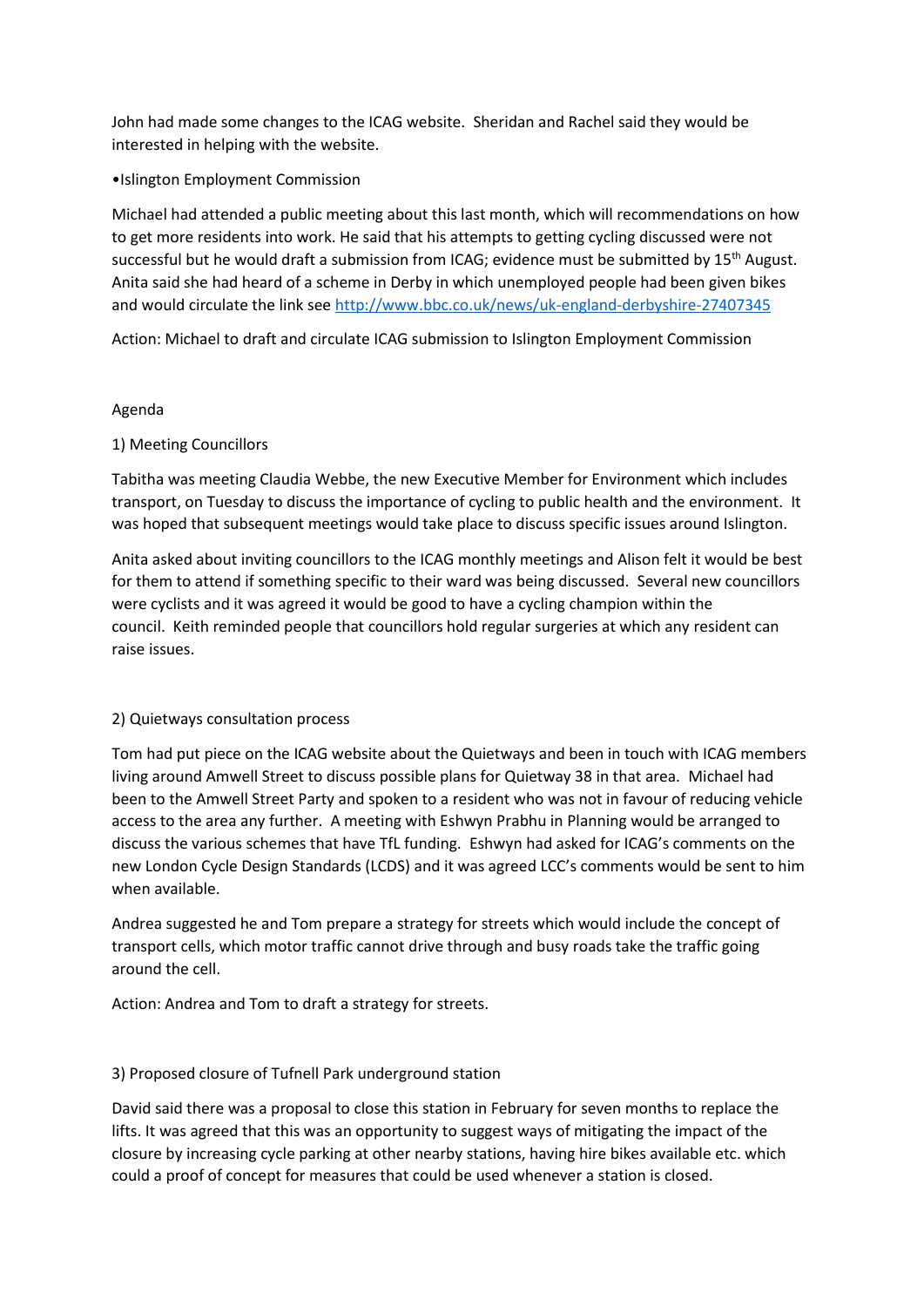John had made some changes to the ICAG website. Sheridan and Rachel said they would be interested in helping with the website.

•Islington Employment Commission

Michael had attended a public meeting about this last month, which will recommendations on how to get more residents into work. He said that his attempts to getting cycling discussed were not successful but he would draft a submission from ICAG; evidence must be submitted by 15th August. Anita said she had heard of a scheme in Derby in which unemployed people had been given bikes and would circulate the link see http://www.bbc.co.uk/news/uk-england-derbyshire-27407345

Action: Michael to draft and circulate ICAG submission to Islington Employment Commission

Agenda

1) Meeting Councillors

Tabitha was meeting Claudia Webbe, the new Executive Member for Environment which includes transport, on Tuesday to discuss the importance of cycling to public health and the environment. It was hoped that subsequent meetings would take place to discuss specific issues around Islington.

Anita asked about inviting councillors to the ICAG monthly meetings and Alison felt it would be best for them to attend if something specific to their ward was being discussed. Several new councillors were cyclists and it was agreed it would be good to have a cycling champion within the council. Keith reminded people that councillors hold regular surgeries at which any resident can raise issues.

2) Quietways consultation process

Tom had put piece on the ICAG website about the Quietways and been in touch with ICAG members living around Amwell Street to discuss possible plans for Quietway 38 in that area. Michael had been to the Amwell Street Party and spoken to a resident who was not in favour of reducing vehicle access to the area any further. A meeting with Eshwyn Prabhu in Planning would be arranged to discuss the various schemes that have TfL funding. Eshwyn had asked for ICAG's comments on the new London Cycle Design Standards (LCDS) and it was agreed LCC's comments would be sent to him when available.

Andrea suggested he and Tom prepare a strategy for streets which would include the concept of transport cells, which motor traffic cannot drive through and busy roads take the traffic going around the cell.

Action: Andrea and Tom to draft a strategy for streets.

3) Proposed closure of Tufnell Park underground station

David said there was a proposal to close this station in February for seven months to replace the lifts. It was agreed that this was an opportunity to suggest ways of mitigating the impact of the closure by increasing cycle parking at other nearby stations, having hire bikes available etc. which could a proof of concept for measures that could be used whenever a station is closed.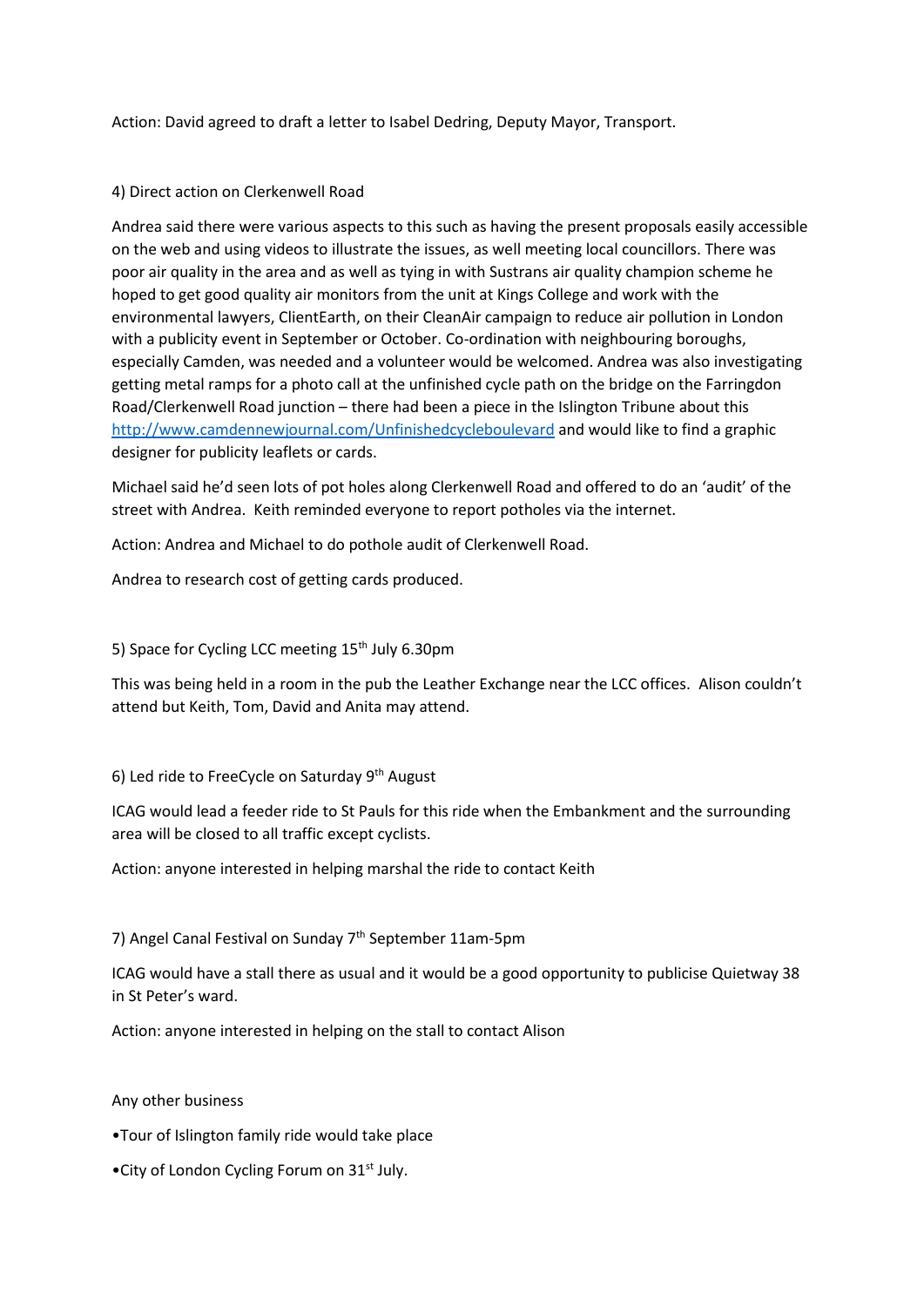Action: David agreed to draft a letter to Isabel Dedring, Deputy Mayor, Transport.

4) Direct action on Clerkenwell Road

Andrea said there were various aspects to this such as having the present proposals easily accessible on the web and using videos to illustrate the issues, as well meeting local councillors. There was poor air quality in the area and as well as tying in with Sustrans air quality champion scheme he hoped to get good quality air monitors from the unit at Kings College and work with the environmental lawyers, ClientEarth, on their CleanAir campaign to reduce air pollution in London with a publicity event in September or October. Co-ordination with neighbouring boroughs, especially Camden, was needed and a volunteer would be welcomed. Andrea was also investigating getting metal ramps for a photo call at the unfinished cycle path on the bridge on the Farringdon Road/Clerkenwell Road junction – there had been a piece in the Islington Tribune about this [http://www.camdennewjournal.com/Unfinishedcycleboulevard](http://www.camdennewjournal.com/Unfinishedcycleboulevard) and would like to find a graphic designer for publicity leaflets or cards.

Michael said he'd seen lots of pot holes along Clerkenwell Road and offered to do an 'audit' of the street with Andrea. Keith reminded everyone to report potholes via the internet.

Action: Andrea and Michael to do pothole audit of Clerkenwell Road.

Andrea to research cost of getting cards produced.

5) Space for Cycling LCC meeting 15th July 6.30pm

This was being held in a room in the pub the Leather Exchange near the LCC offices. Alison couldn't attend but Keith, Tom, David and Anita may attend.

6) Led ride to FreeCycle on Saturday 9th August

ICAG would lead a feeder ride to St Pauls for this ride when the Embankment and the surrounding area will be closed to all traffic except cyclists.

Action: anyone interested in helping marshal the ride to contact Keith

7) Angel Canal Festival on Sunday 7th September 11am-5pm

ICAG would have a stall there as usual and it would be a good opportunity to publicise Quietway 38 in St Peter's ward.

Action: anyone interested in helping on the stall to contact Alison

Any other business

- Tour of Islington family ride would take place
- City of London Cycling Forum on 31st July.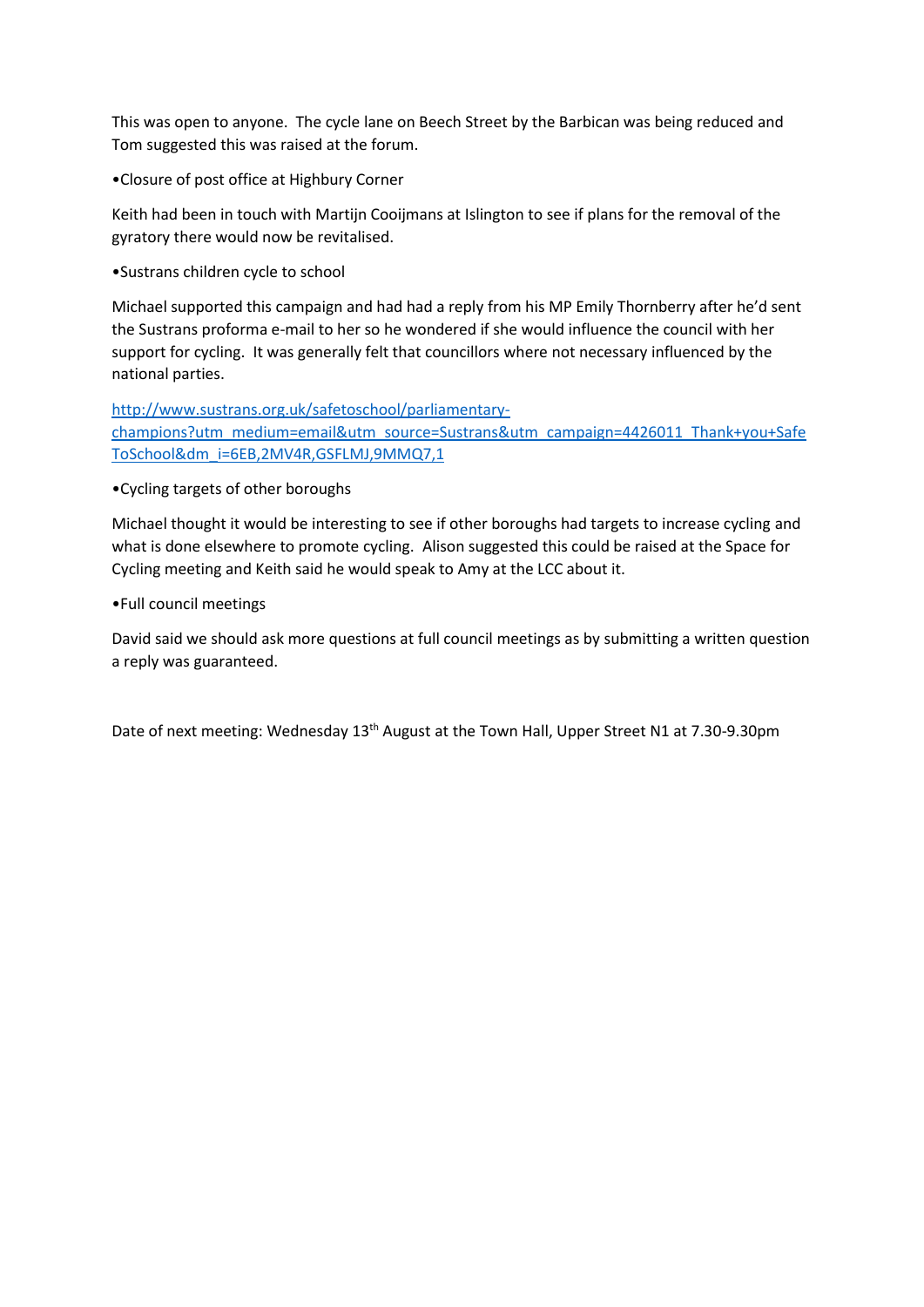This was open to anyone. The cycle lane on Beech Street by the Barbican was being reduced and Tom suggested this was raised at the forum.

•Closure of post office at Highbury Corner

Keith had been in touch with Martijn Cooijmans at Islington to see if plans for the removal of the gyratory there would now be revitalised.

•Sustrans children cycle to school

Michael supported this campaign and had had a reply from his MP Emily Thornberry after he'd sent the Sustrans proforma e-mail to her so he wondered if she would influence the council with her support for cycling. It was generally felt that councillors where not necessary influenced by the national parties.

[http://www.sustrans.org.uk/safetoschool/parliamentary-champions?utm_medium=email&utm_source=Sustrans&utm_campaign=4426011_Thank+you+SafeToSchool&dm_i=6EB,2MV4R,GSFLMJ,9MMQ7,1](http://www.sustrans.org.uk/safetoschool/parliamentary-champions?utm_medium=email&utm_source=Sustrans&utm_campaign=4426011_Thank+you+SafeToSchool&dm_i=6EB,2MV4R,GSFLMJ,9MMQ7,1)

•Cycling targets of other boroughs

Michael thought it would be interesting to see if other boroughs had targets to increase cycling and what is done elsewhere to promote cycling. Alison suggested this could be raised at the Space for Cycling meeting and Keith said he would speak to Amy at the LCC about it.

•Full council meetings

David said we should ask more questions at full council meetings as by submitting a written question a reply was guaranteed.

Date of next meeting: Wednesday 13th August at the Town Hall, Upper Street N1 at 7.30-9.30pm